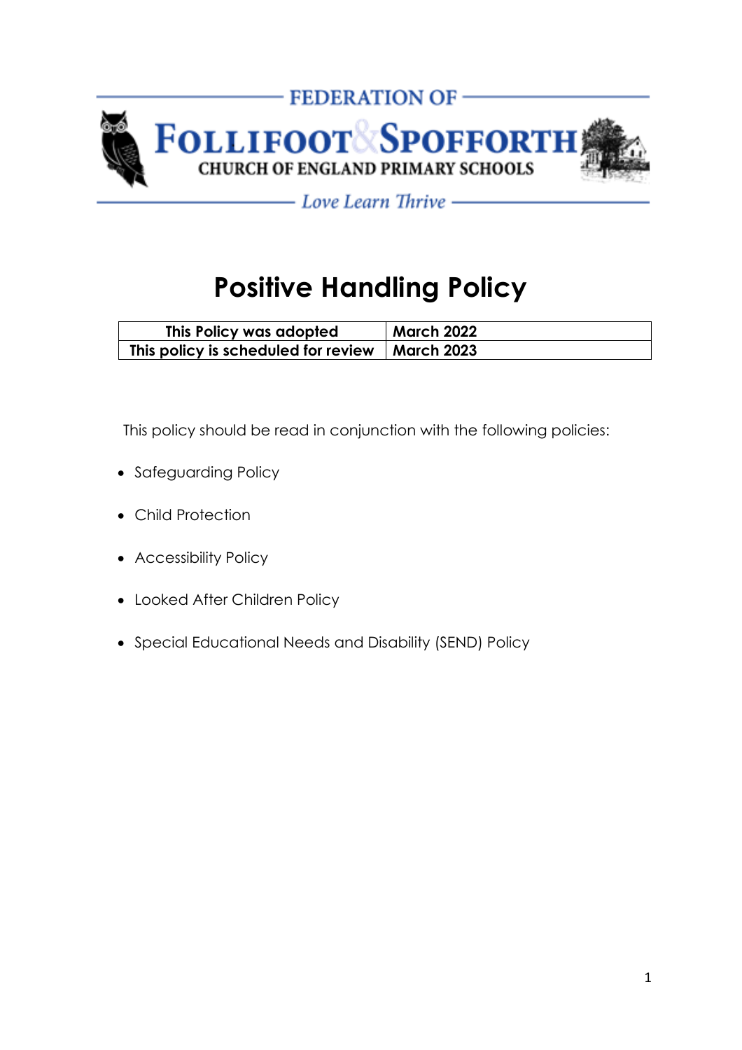FEDERATION OF

FOLLIFOOT & SPOFFORTH

CHURCH OF ENGLAND PRIMARY SCHOOLS

*Love Learn Thrive*

# Positive Handling Policy

| This Policy was adopted | March 2022 |
| --- | --- |
| This policy is scheduled for review | March 2023 |

This policy should be read in conjunction with the following policies:

- Safeguarding Policy
- Child Protection
- Accessibility Policy
- Looked After Children Policy
- Special Educational Needs and Disability (SEND) Policy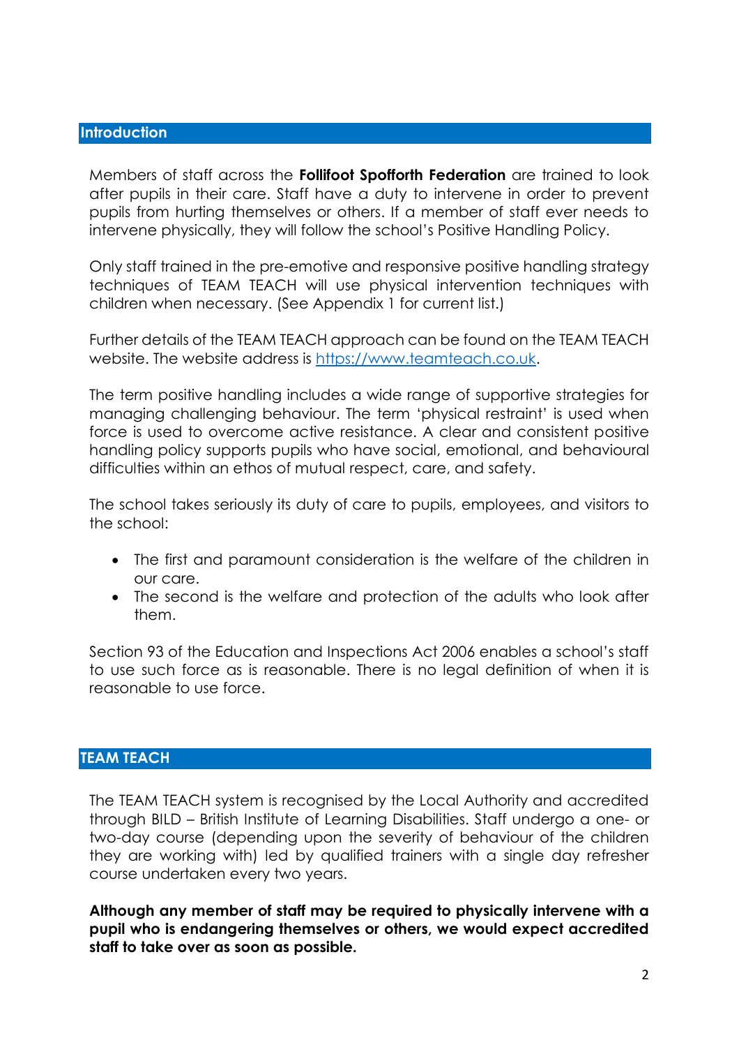## Introduction

Members of staff across the **Follifoot Spofforth Federation** are trained to look after pupils in their care. Staff have a duty to intervene in order to prevent pupils from hurting themselves or others. If a member of staff ever needs to intervene physically, they will follow the school's Positive Handling Policy.

Only staff trained in the pre-emotive and responsive positive handling strategy techniques of TEAM TEACH will use physical intervention techniques with children when necessary. (See Appendix 1 for current list.)

Further details of the TEAM TEACH approach can be found on the TEAM TEACH website. The website address is [https://www.teamteach.co.uk](https://www.teamteach.co.uk).

The term positive handling includes a wide range of supportive strategies for managing challenging behaviour. The term 'physical restraint' is used when force is used to overcome active resistance. A clear and consistent positive handling policy supports pupils who have social, emotional, and behavioural difficulties within an ethos of mutual respect, care, and safety.

The school takes seriously its duty of care to pupils, employees, and visitors to the school:

- The first and paramount consideration is the welfare of the children in our care.
- The second is the welfare and protection of the adults who look after them.

Section 93 of the Education and Inspections Act 2006 enables a school's staff to use such force as is reasonable. There is no legal definition of when it is reasonable to use force.

## TEAM TEACH

The TEAM TEACH system is recognised by the Local Authority and accredited through BILD – British Institute of Learning Disabilities. Staff undergo a one- or two-day course (depending upon the severity of behaviour of the children they are working with) led by qualified trainers with a single day refresher course undertaken every two years.

**Although any member of staff may be required to physically intervene with a pupil who is endangering themselves or others, we would expect accredited staff to take over as soon as possible.**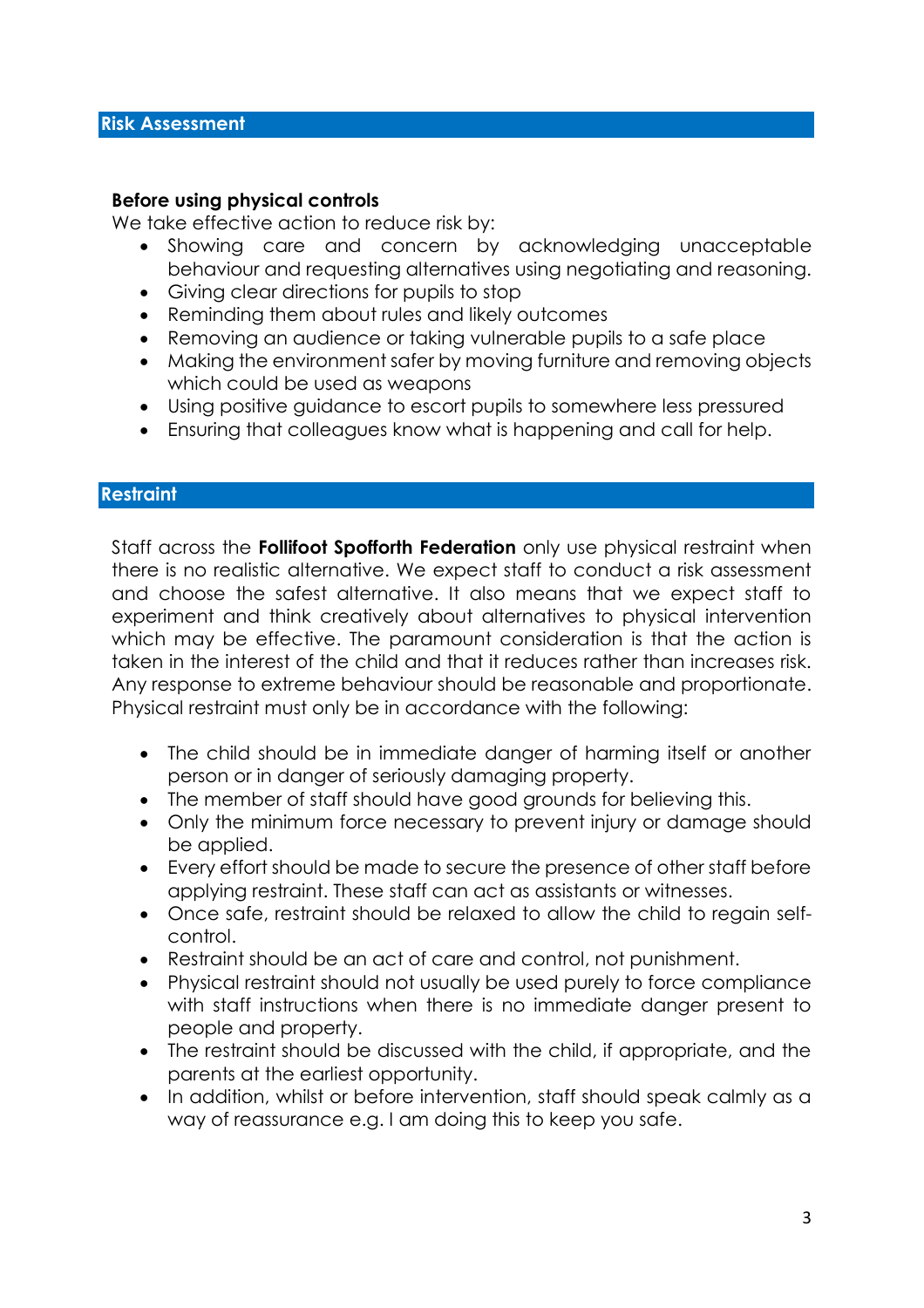## Risk Assessment

**Before using physical controls**

We take effective action to reduce risk by:

- Showing care and concern by acknowledging unacceptable behaviour and requesting alternatives using negotiating and reasoning.
- Giving clear directions for pupils to stop
- Reminding them about rules and likely outcomes
- Removing an audience or taking vulnerable pupils to a safe place
- Making the environment safer by moving furniture and removing objects which could be used as weapons
- Using positive guidance to escort pupils to somewhere less pressured
- Ensuring that colleagues know what is happening and call for help.

## Restraint

Staff across the **Follifoot Spofforth Federation** only use physical restraint when there is no realistic alternative. We expect staff to conduct a risk assessment and choose the safest alternative. It also means that we expect staff to experiment and think creatively about alternatives to physical intervention which may be effective. The paramount consideration is that the action is taken in the interest of the child and that it reduces rather than increases risk. Any response to extreme behaviour should be reasonable and proportionate. Physical restraint must only be in accordance with the following:

- The child should be in immediate danger of harming itself or another person or in danger of seriously damaging property.
- The member of staff should have good grounds for believing this.
- Only the minimum force necessary to prevent injury or damage should be applied.
- Every effort should be made to secure the presence of other staff before applying restraint. These staff can act as assistants or witnesses.
- Once safe, restraint should be relaxed to allow the child to regain self-control.
- Restraint should be an act of care and control, not punishment.
- Physical restraint should not usually be used purely to force compliance with staff instructions when there is no immediate danger present to people and property.
- The restraint should be discussed with the child, if appropriate, and the parents at the earliest opportunity.
- In addition, whilst or before intervention, staff should speak calmly as a way of reassurance e.g. I am doing this to keep you safe.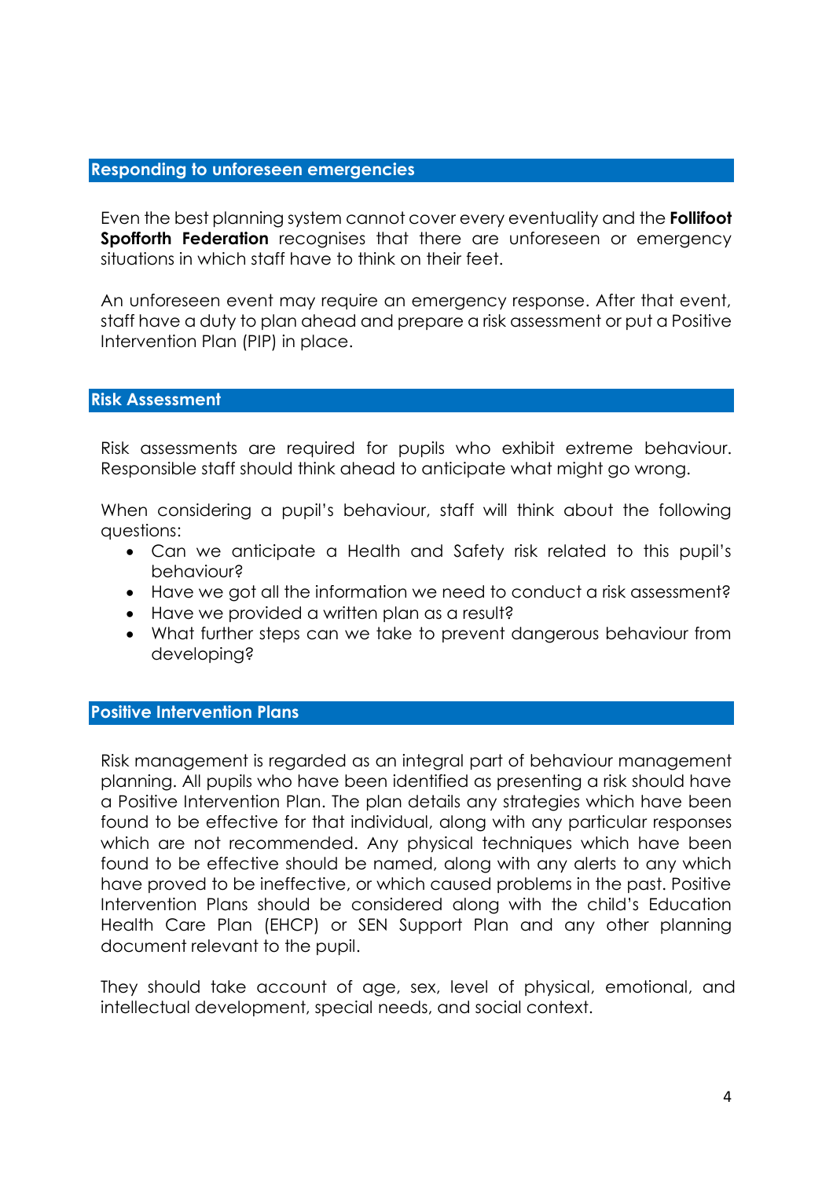## Responding to unforeseen emergencies

Even the best planning system cannot cover every eventuality and the **Follifoot Spofforth Federation** recognises that there are unforeseen or emergency situations in which staff have to think on their feet.

An unforeseen event may require an emergency response. After that event, staff have a duty to plan ahead and prepare a risk assessment or put a Positive Intervention Plan (PIP) in place.

## Risk Assessment

Risk assessments are required for pupils who exhibit extreme behaviour. Responsible staff should think ahead to anticipate what might go wrong.

When considering a pupil's behaviour, staff will think about the following questions:

- Can we anticipate a Health and Safety risk related to this pupil's behaviour?
- Have we got all the information we need to conduct a risk assessment?
- Have we provided a written plan as a result?
- What further steps can we take to prevent dangerous behaviour from developing?

## Positive Intervention Plans

Risk management is regarded as an integral part of behaviour management planning. All pupils who have been identified as presenting a risk should have a Positive Intervention Plan. The plan details any strategies which have been found to be effective for that individual, along with any particular responses which are not recommended. Any physical techniques which have been found to be effective should be named, along with any alerts to any which have proved to be ineffective, or which caused problems in the past. Positive Intervention Plans should be considered along with the child's Education Health Care Plan (EHCP) or SEN Support Plan and any other planning document relevant to the pupil.

They should take account of age, sex, level of physical, emotional, and intellectual development, special needs, and social context.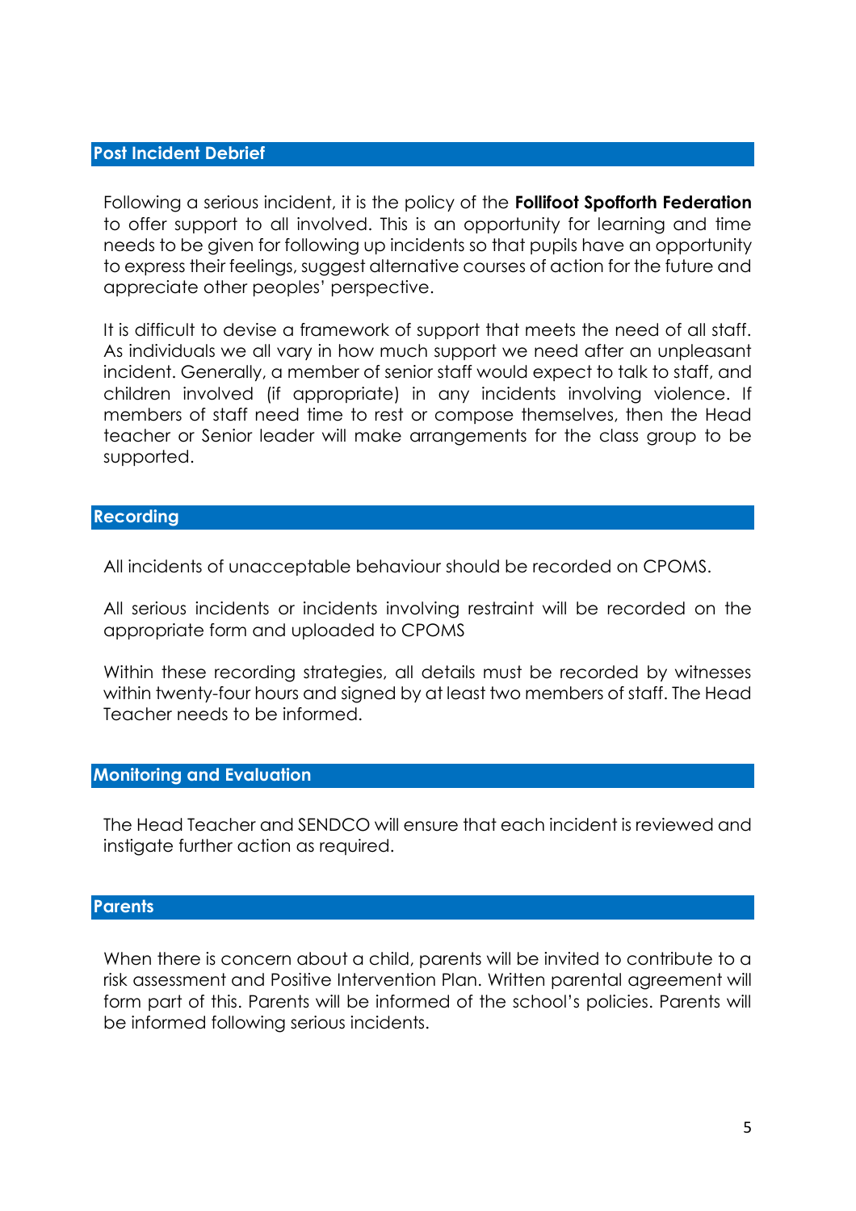## Post Incident Debrief

Following a serious incident, it is the policy of the **Follifoot Spofforth Federation** to offer support to all involved. This is an opportunity for learning and time needs to be given for following up incidents so that pupils have an opportunity to express their feelings, suggest alternative courses of action for the future and appreciate other peoples' perspective.

It is difficult to devise a framework of support that meets the need of all staff. As individuals we all vary in how much support we need after an unpleasant incident. Generally, a member of senior staff would expect to talk to staff, and children involved (if appropriate) in any incidents involving violence. If members of staff need time to rest or compose themselves, then the Head teacher or Senior leader will make arrangements for the class group to be supported.

## Recording

All incidents of unacceptable behaviour should be recorded on CPOMS.

All serious incidents or incidents involving restraint will be recorded on the appropriate form and uploaded to CPOMS

Within these recording strategies, all details must be recorded by witnesses within twenty-four hours and signed by at least two members of staff. The Head Teacher needs to be informed.

## Monitoring and Evaluation

The Head Teacher and SENDCO will ensure that each incident is reviewed and instigate further action as required.

## Parents

When there is concern about a child, parents will be invited to contribute to a risk assessment and Positive Intervention Plan. Written parental agreement will form part of this. Parents will be informed of the school's policies. Parents will be informed following serious incidents.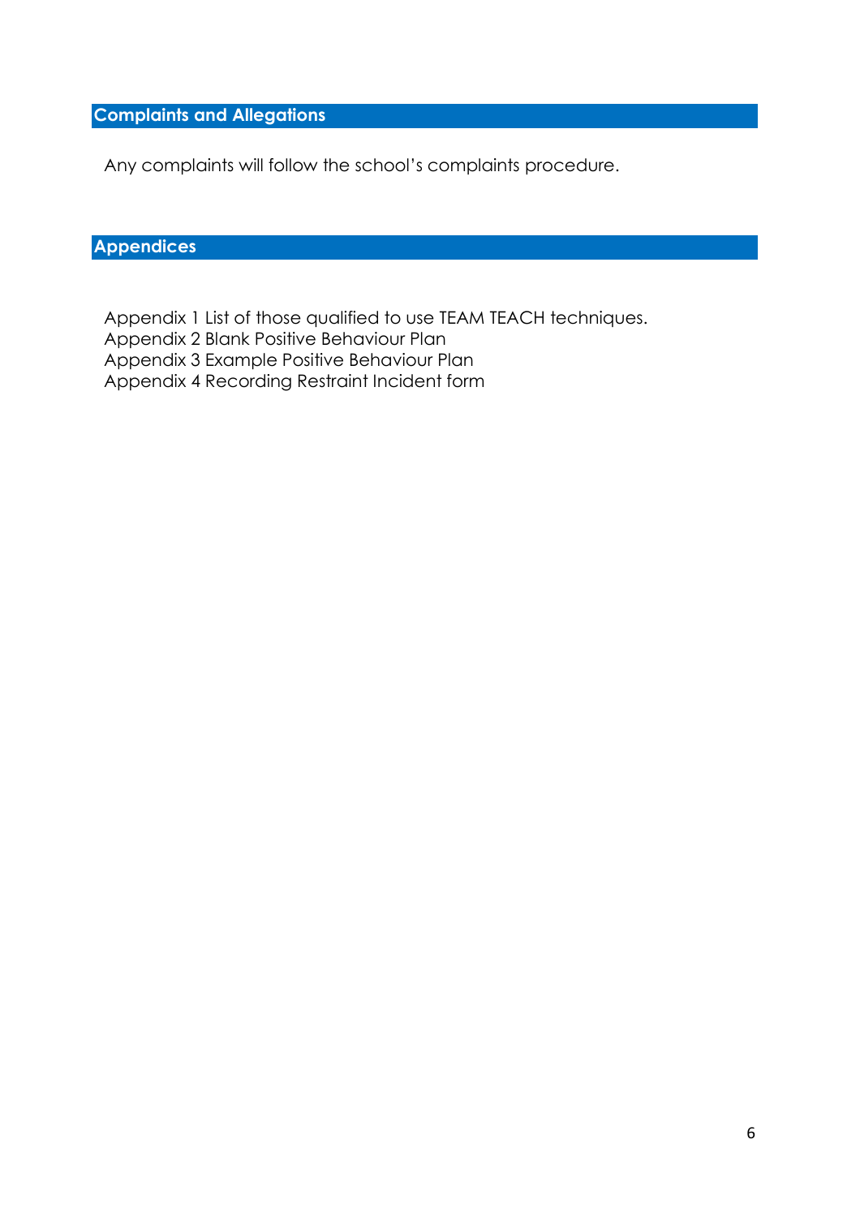## Complaints and Allegations

Any complaints will follow the school's complaints procedure.

## Appendices

Appendix 1 List of those qualified to use TEAM TEACH techniques.
Appendix 2 Blank Positive Behaviour Plan
Appendix 3 Example Positive Behaviour Plan
Appendix 4 Recording Restraint Incident form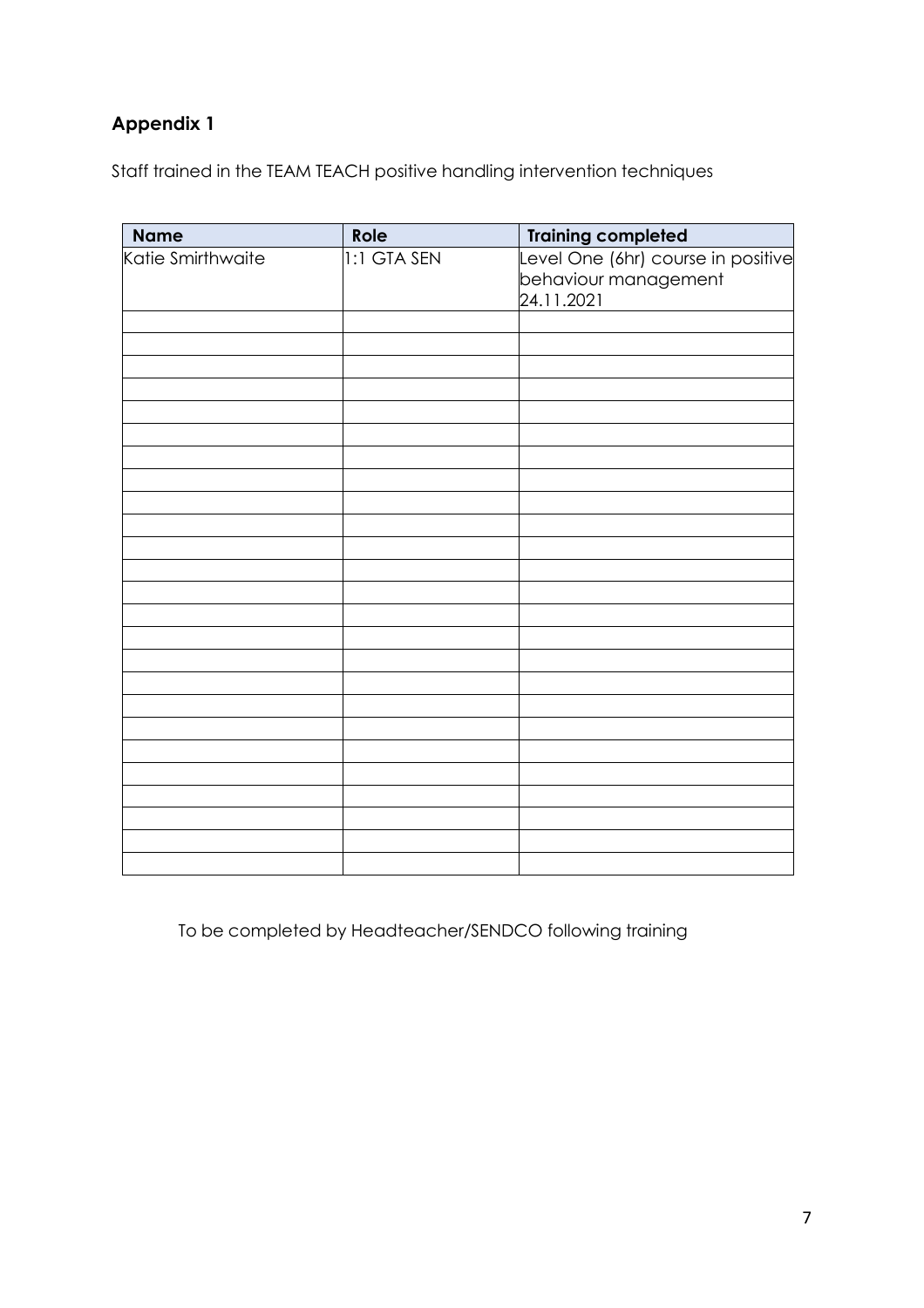## Appendix 1

Staff trained in the TEAM TEACH positive handling intervention techniques

| Name | Role | Training completed |
| --- | --- | --- |
| Katie Smirthwaite | 1:1 GTA SEN | Level One (6hr) course in positive behaviour management 24.11.2021 |
| | | |
| | | |
| | | |
| | | |
| | | |
| | | |
| | | |
| | | |
| | | |
| | | |
| | | |
| | | |
| | | |
| | | |
| | | |
| | | |
| | | |
| | | |
| | | |
| | | |
| | | |
| | | |
| | | |
| | | |

To be completed by Headteacher/SENDCO following training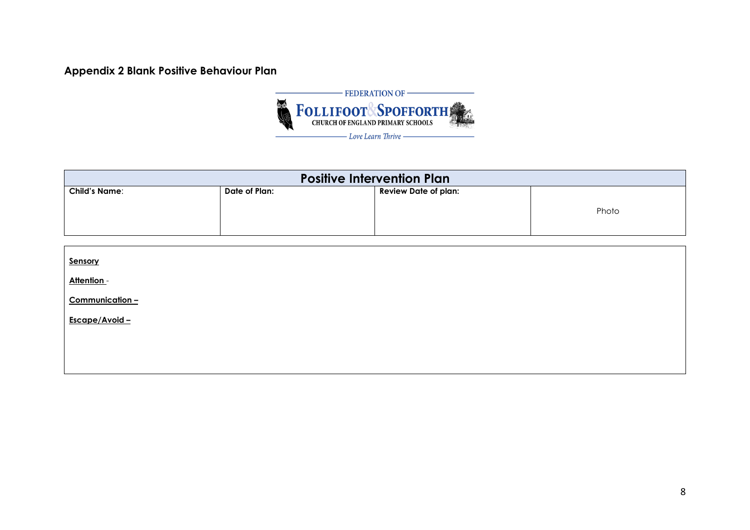## Appendix 2 Blank Positive Behaviour Plan

FEDERATION OF

FOLLIFOOT & SPOFFORTH

CHURCH OF ENGLAND PRIMARY SCHOOLS

*Love Learn Thrive*

| Positive Intervention Plan | | | |
|---|---|---|---|
| **Child's Name**: | **Date of Plan:** | **Review Date of plan:** | Photo |

**Sensory**

**Attention** -

**Communication –**

**Escape/Avoid –**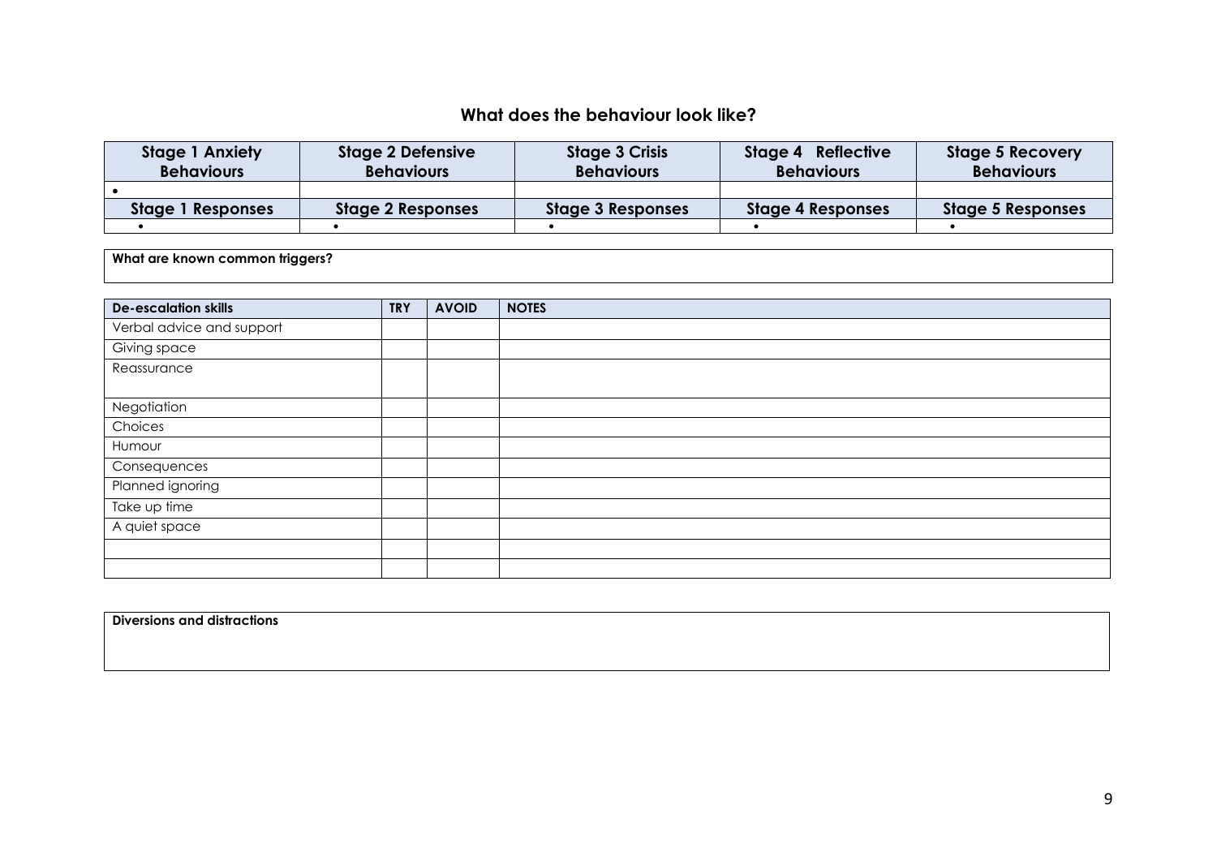## What does the behaviour look like?

| Stage 1 Anxiety Behaviours | Stage 2 Defensive Behaviours | Stage 3 Crisis Behaviours | Stage 4 Reflective Behaviours | Stage 5 Recovery Behaviours |
|---|---|---|---|---|
| • | | | | |
| **Stage 1 Responses** | **Stage 2 Responses** | **Stage 3 Responses** | **Stage 4 Responses** | **Stage 5 Responses** |
| • | • | • | • | • |

**What are known common triggers?**

| De-escalation skills | TRY | AVOID | NOTES |
|---|---|---|---|
| Verbal advice and support | | | |
| Giving space | | | |
| Reassurance | | | |
| Negotiation | | | |
| Choices | | | |
| Humour | | | |
| Consequences | | | |
| Planned ignoring | | | |
| Take up time | | | |
| A quiet space | | | |
| | | | |
| | | | |

**Diversions and distractions**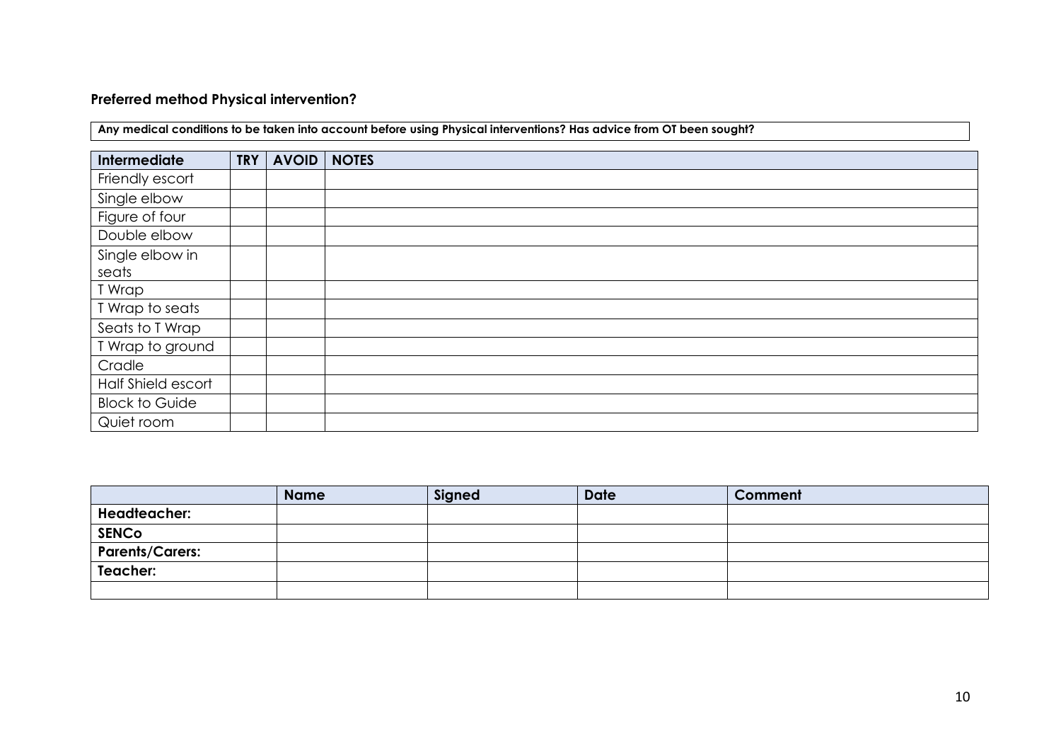**Preferred method Physical intervention?**

| **Any medical conditions to be taken into account before using Physical interventions? Has advice from OT been sought?** |
|---|

| Intermediate | TRY | AVOID | NOTES |
|---|---|---|---|
| Friendly escort | | | |
| Single elbow | | | |
| Figure of four | | | |
| Double elbow | | | |
| Single elbow in seats | | | |
| T Wrap | | | |
| T Wrap to seats | | | |
| Seats to T Wrap | | | |
| T Wrap to ground | | | |
| Cradle | | | |
| Half Shield escort | | | |
| Block to Guide | | | |
| Quiet room | | | |

| | Name | Signed | Date | Comment |
|---|---|---|---|---|
| **Headteacher:** | | | | |
| **SENCo** | | | | |
| **Parents/Carers:** | | | | |
| **Teacher:** | | | | |
| | | | | |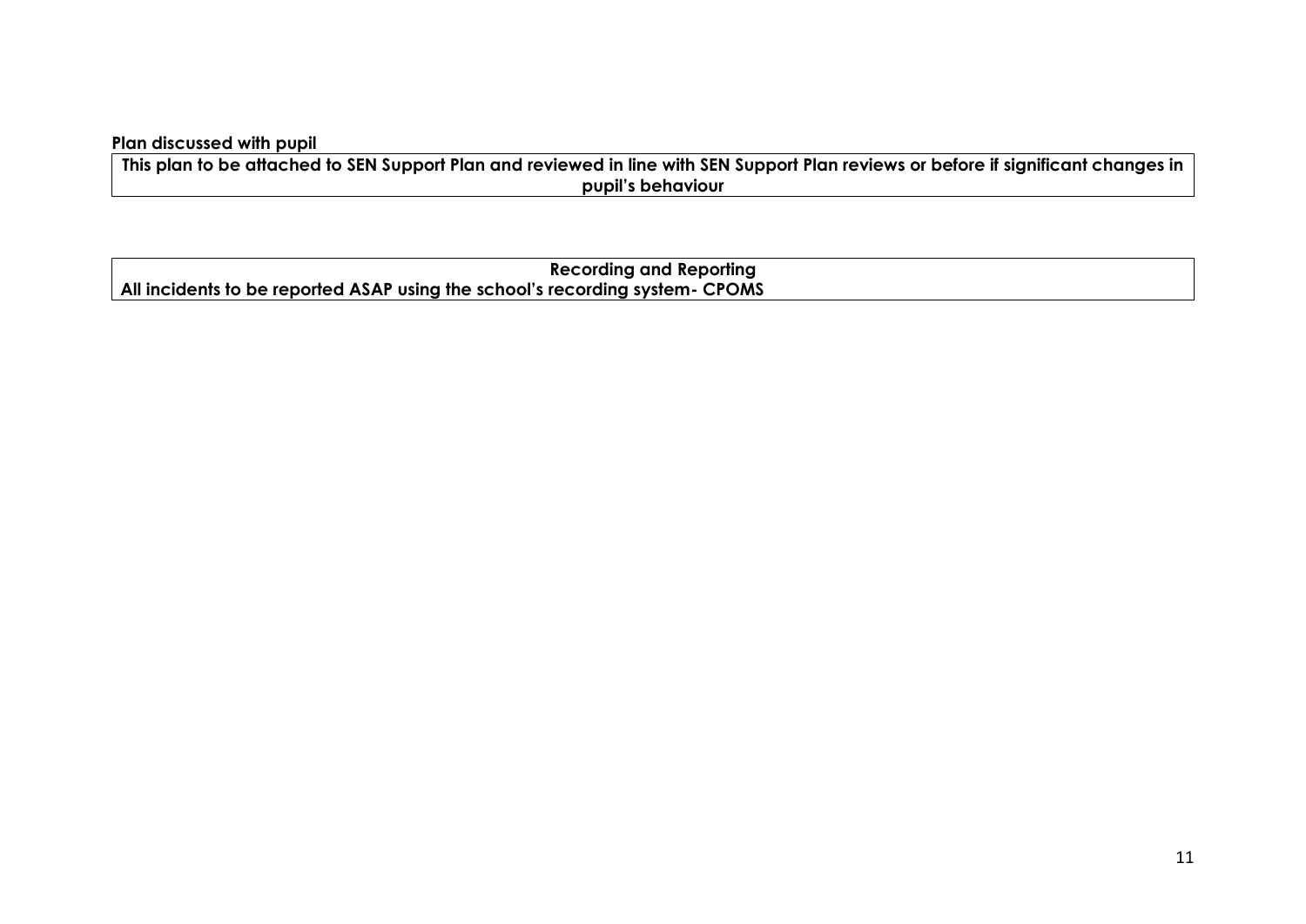**Plan discussed with pupil**

| This plan to be attached to SEN Support Plan and reviewed in line with SEN Support Plan reviews or before if significant changes in pupil's behaviour |
| --- |

| Recording and Reporting |
| --- |
| **All incidents to be reported ASAP using the school's recording system- CPOMS** |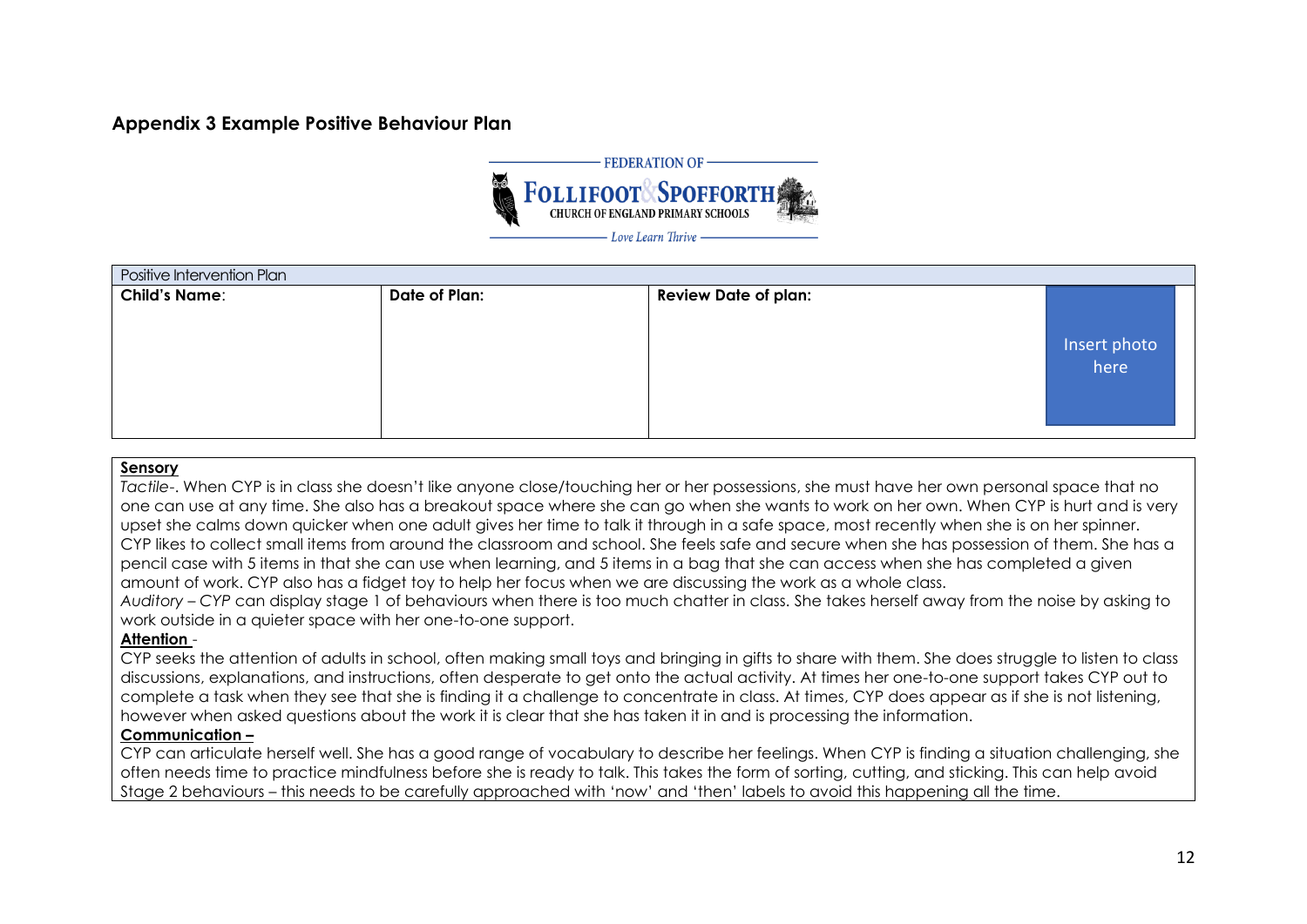## Appendix 3 Example Positive Behaviour Plan

FEDERATION OF
FOLLIFOOT & SPOFFORTH
CHURCH OF ENGLAND PRIMARY SCHOOLS
Love Learn Thrive

| Positive Intervention Plan | | | |
| --- | --- | --- | --- |
| **Child's Name**: | **Date of Plan:** | **Review Date of plan:** | Insert photo here |

**Sensory**

*Tactile-*. When CYP is in class she doesn't like anyone close/touching her or her possessions, she must have her own personal space that no one can use at any time. She also has a breakout space where she can go when she wants to work on her own. When CYP is hurt and is very upset she calms down quicker when one adult gives her time to talk it through in a safe space, most recently when she is on her spinner. CYP likes to collect small items from around the classroom and school. She feels safe and secure when she has possession of them. She has a pencil case with 5 items in that she can use when learning, and 5 items in a bag that she can access when she has completed a given amount of work. CYP also has a fidget toy to help her focus when we are discussing the work as a whole class.

*Auditory – CYP* can display stage 1 of behaviours when there is too much chatter in class. She takes herself away from the noise by asking to work outside in a quieter space with her one-to-one support.

**Attention** -

CYP seeks the attention of adults in school, often making small toys and bringing in gifts to share with them. She does struggle to listen to class discussions, explanations, and instructions, often desperate to get onto the actual activity. At times her one-to-one support takes CYP out to complete a task when they see that she is finding it a challenge to concentrate in class. At times, CYP does appear as if she is not listening, however when asked questions about the work it is clear that she has taken it in and is processing the information.

**Communication –**

CYP can articulate herself well. She has a good range of vocabulary to describe her feelings. When CYP is finding a situation challenging, she often needs time to practice mindfulness before she is ready to talk. This takes the form of sorting, cutting, and sticking. This can help avoid Stage 2 behaviours – this needs to be carefully approached with 'now' and 'then' labels to avoid this happening all the time.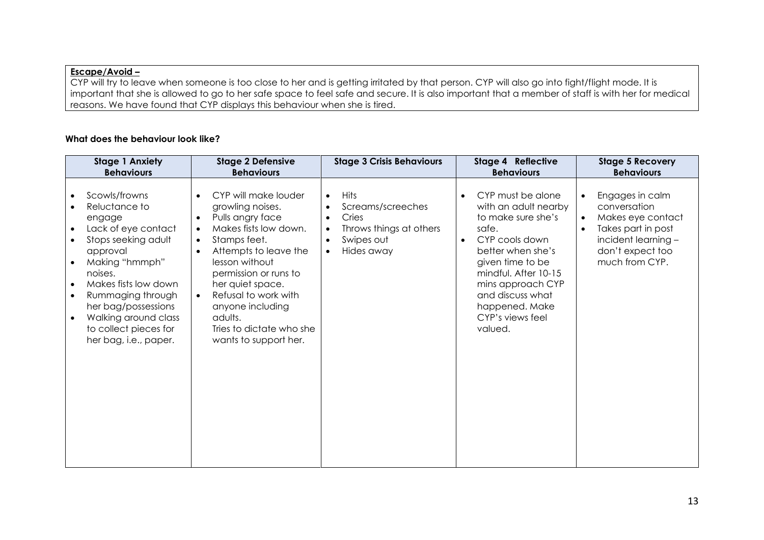**Escape/Avoid –**
CYP will try to leave when someone is too close to her and is getting irritated by that person. CYP will also go into fight/flight mode. It is important that she is allowed to go to her safe space to feel safe and secure. It is also important that a member of staff is with her for medical reasons. We have found that CYP displays this behaviour when she is tired.

**What does the behaviour look like?**

| Stage 1 Anxiety Behaviours | Stage 2 Defensive Behaviours | Stage 3 Crisis Behaviours | Stage 4 Reflective Behaviours | Stage 5 Recovery Behaviours |
|---|---|---|---|---|
| • Scowls/frowns<br>• Reluctance to engage<br>• Lack of eye contact<br>• Stops seeking adult approval<br>• Making "hmmph" noises.<br>• Makes fists low down<br>• Rummaging through her bag/possessions<br>• Walking around class to collect pieces for her bag, i.e., paper. | • CYP will make louder growling noises.<br>• Pulls angry face<br>• Makes fists low down.<br>• Stamps feet.<br>• Attempts to leave the lesson without permission or runs to her quiet space.<br>• Refusal to work with anyone including adults.<br>Tries to dictate who she wants to support her. | • Hits<br>• Screams/screeches<br>• Cries<br>• Throws things at others<br>• Swipes out<br>• Hides away | • CYP must be alone with an adult nearby to make sure she's safe.<br>• CYP cools down better when she's given time to be mindful. After 10-15 mins approach CYP and discuss what happened. Make CYP's views feel valued. | • Engages in calm conversation<br>• Makes eye contact<br>• Takes part in post incident learning – don't expect too much from CYP. |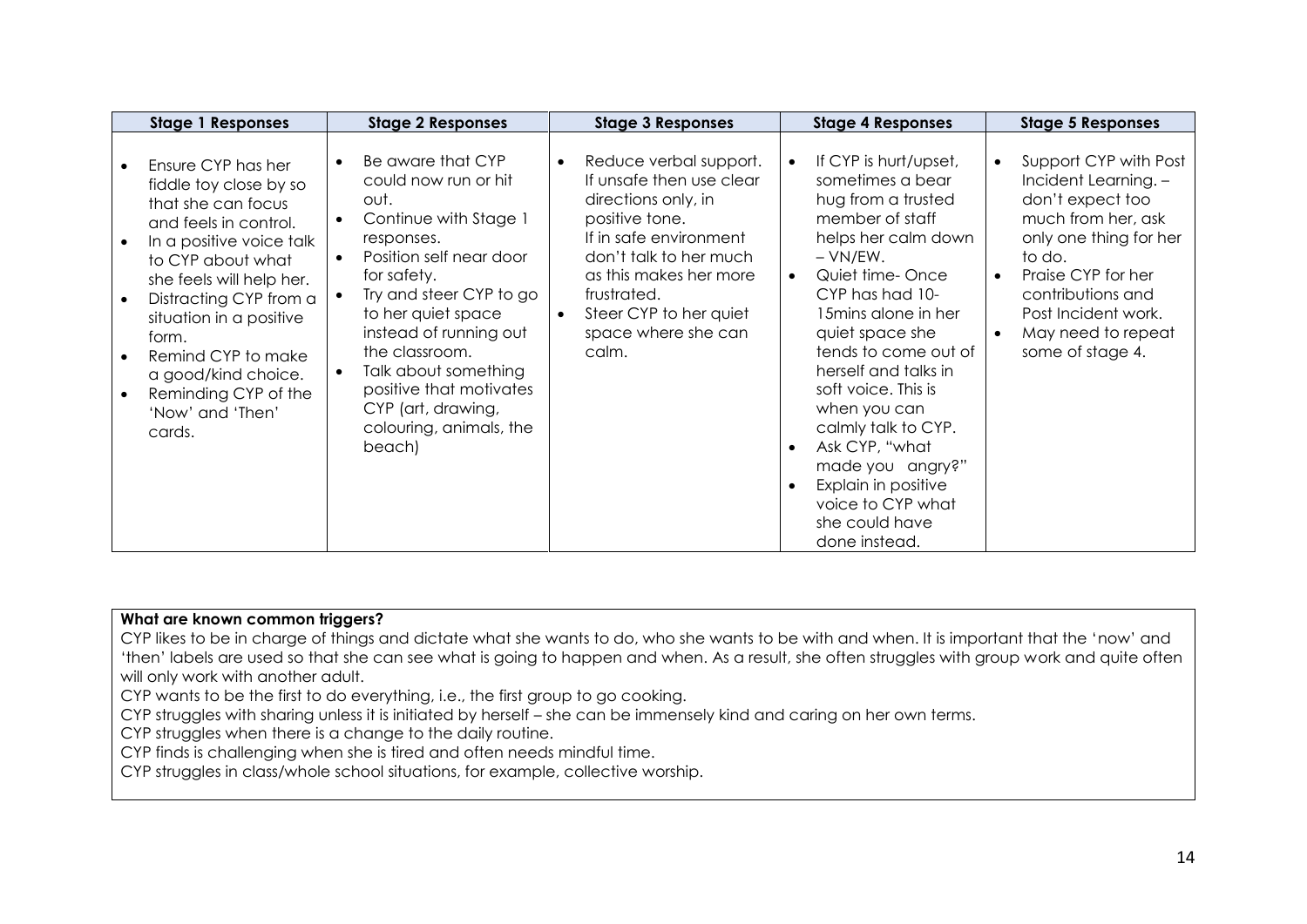| Stage 1 Responses | Stage 2 Responses | Stage 3 Responses | Stage 4 Responses | Stage 5 Responses |
|---|---|---|---|---|
| • Ensure CYP has her fiddle toy close by so that she can focus and feels in control.<br>• In a positive voice talk to CYP about what she feels will help her.<br>• Distracting CYP from a situation in a positive form.<br>• Remind CYP to make a good/kind choice.<br>• Reminding CYP of the 'Now' and 'Then' cards. | • Be aware that CYP could now run or hit out.<br>• Continue with Stage 1 responses.<br>• Position self near door for safety.<br>• Try and steer CYP to go to her quiet space instead of running out the classroom.<br>• Talk about something positive that motivates CYP (art, drawing, colouring, animals, the beach) | • Reduce verbal support. If unsafe then use clear directions only, in positive tone. If in safe environment don't talk to her much as this makes her more frustrated.<br>• Steer CYP to her quiet space where she can calm. | • If CYP is hurt/upset, sometimes a bear hug from a trusted member of staff helps her calm down – VN/EW.<br>• Quiet time- Once CYP has had 10-15mins alone in her quiet space she tends to come out of herself and talks in soft voice. This is when you can calmly talk to CYP.<br>• Ask CYP, "what made you angry?"<br>• Explain in positive voice to CYP what she could have done instead. | • Support CYP with Post Incident Learning. – don't expect too much from her, ask only one thing for her to do.<br>• Praise CYP for her contributions and Post Incident work.<br>• May need to repeat some of stage 4. |

**What are known common triggers?**

CYP likes to be in charge of things and dictate what she wants to do, who she wants to be with and when. It is important that the 'now' and 'then' labels are used so that she can see what is going to happen and when. As a result, she often struggles with group work and quite often will only work with another adult.

CYP wants to be the first to do everything, i.e., the first group to go cooking.

CYP struggles with sharing unless it is initiated by herself – she can be immensely kind and caring on her own terms.

CYP struggles when there is a change to the daily routine.

CYP finds is challenging when she is tired and often needs mindful time.

CYP struggles in class/whole school situations, for example, collective worship.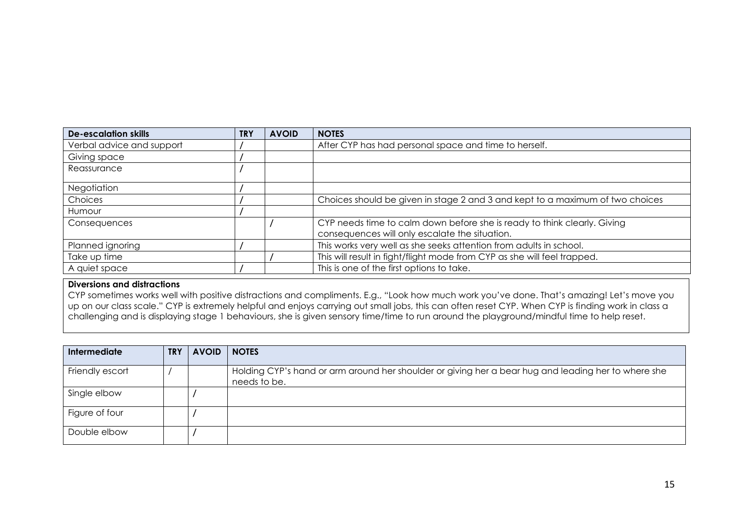| De-escalation skills | TRY | AVOID | NOTES |
| --- | --- | --- | --- |
| Verbal advice and support | / | | After CYP has had personal space and time to herself. |
| Giving space | / | | |
| Reassurance | / | | |
| Negotiation | / | | |
| Choices | / | | Choices should be given in stage 2 and 3 and kept to a maximum of two choices |
| Humour | / | | |
| Consequences | | / | CYP needs time to calm down before she is ready to think clearly. Giving consequences will only escalate the situation. |
| Planned ignoring | / | | This works very well as she seeks attention from adults in school. |
| Take up time | | / | This will result in fight/flight mode from CYP as she will feel trapped. |
| A quiet space | / | | This is one of the first options to take. |

**Diversions and distractions**

CYP sometimes works well with positive distractions and compliments. E.g., "Look how much work you've done. That's amazing! Let's move you up on our class scale." CYP is extremely helpful and enjoys carrying out small jobs, this can often reset CYP. When CYP is finding work in class a challenging and is displaying stage 1 behaviours, she is given sensory time/time to run around the playground/mindful time to help reset.

| Intermediate | TRY | AVOID | NOTES |
| --- | --- | --- | --- |
| Friendly escort | / | | Holding CYP's hand or arm around her shoulder or giving her a bear hug and leading her to where she needs to be. |
| Single elbow | | / | |
| Figure of four | | / | |
| Double elbow | | / | |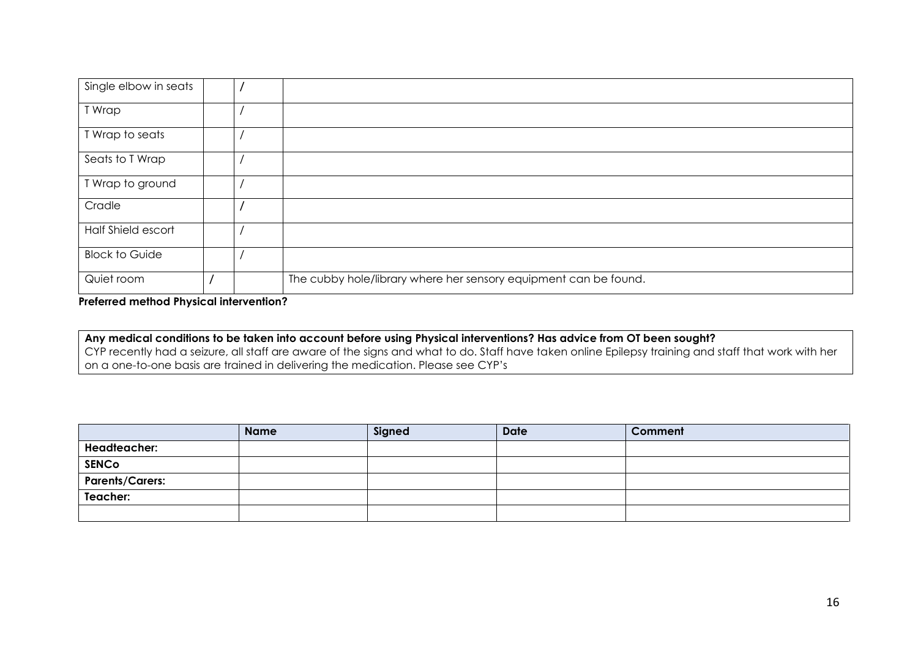| | | | |
|---|---|---|---|
| Single elbow in seats | | / | |
| T Wrap | | / | |
| T Wrap to seats | | / | |
| Seats to T Wrap | | / | |
| T Wrap to ground | | / | |
| Cradle | | / | |
| Half Shield escort | | / | |
| Block to Guide | | / | |
| Quiet room | / | | The cubby hole/library where her sensory equipment can be found. |

**Preferred method Physical intervention?**

**Any medical conditions to be taken into account before using Physical interventions? Has advice from OT been sought?**
CYP recently had a seizure, all staff are aware of the signs and what to do. Staff have taken online Epilepsy training and staff that work with her on a one-to-one basis are trained in delivering the medication. Please see CYP's

| | Name | Signed | Date | Comment |
|---|---|---|---|---|
| **Headteacher:** | | | | |
| **SENCo** | | | | |
| **Parents/Carers:** | | | | |
| **Teacher:** | | | | |
| | | | | |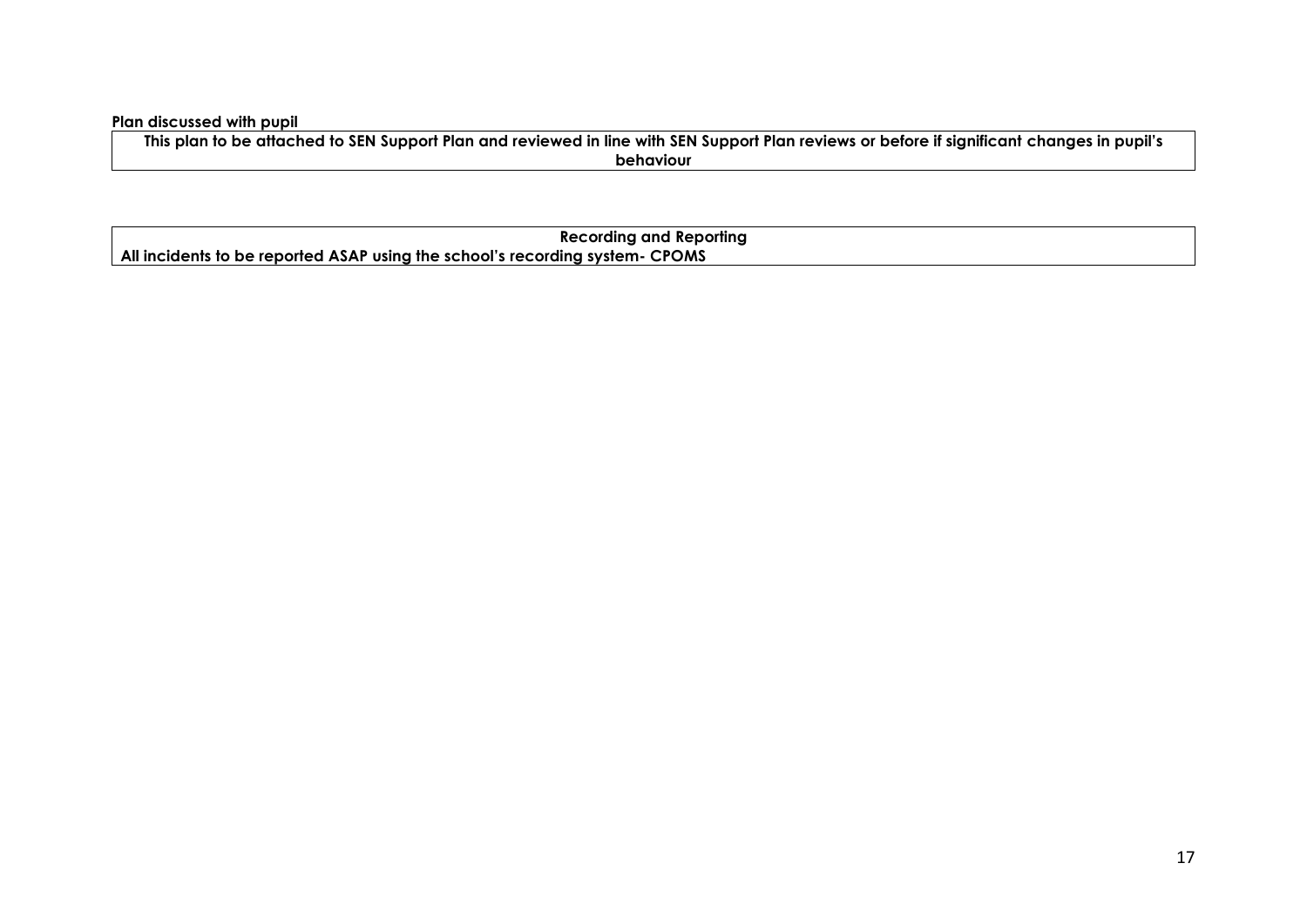**Plan discussed with pupil**

| **This plan to be attached to SEN Support Plan and reviewed in line with SEN Support Plan reviews or before if significant changes in pupil's behaviour** |
|---|

| **Recording and Reporting** |
|---|
| **All incidents to be reported ASAP using the school's recording system- CPOMS** |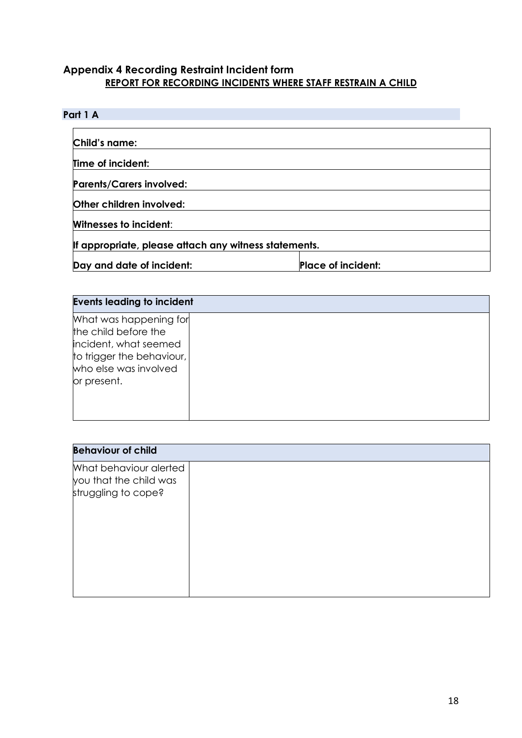## Appendix 4 Recording Restraint Incident form

**REPORT FOR RECORDING INCIDENTS WHERE STAFF RESTRAIN A CHILD**

### Part 1 A

| | |
|---|---|
| **Child's name:** | |
| **Time of incident:** | |
| **Parents/Carers involved:** | |
| **Other children involved:** | |
| **Witnesses to incident**: | |
| **If appropriate, please attach any witness statements.** | |
| **Day and date of incident:** | **Place of incident:** |

| **Events leading to incident** | |
|---|---|
| What was happening for the child before the incident, what seemed to trigger the behaviour, who else was involved or present. | |

| **Behaviour of child** | |
|---|---|
| What behaviour alerted you that the child was struggling to cope? | |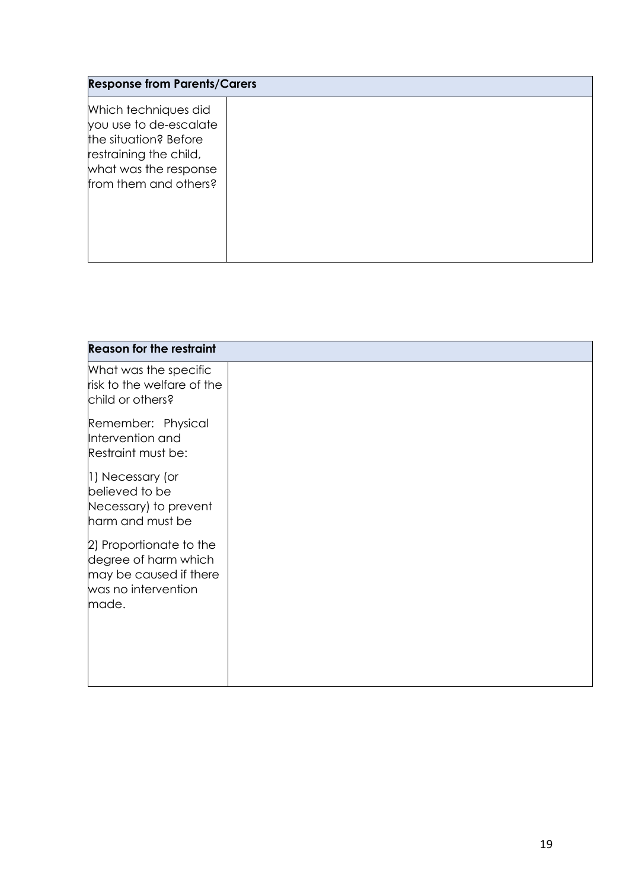| Response from Parents/Carers | |
|---|---|
| Which techniques did you use to de-escalate the situation? Before restraining the child, what was the response from them and others? | |

| Reason for the restraint | |
|---|---|
| What was the specific risk to the welfare of the child or others?<br><br>Remember: Physical Intervention and Restraint must be:<br><br>1) Necessary (or believed to be Necessary) to prevent harm and must be<br><br>2) Proportionate to the degree of harm which may be caused if there was no intervention made. | |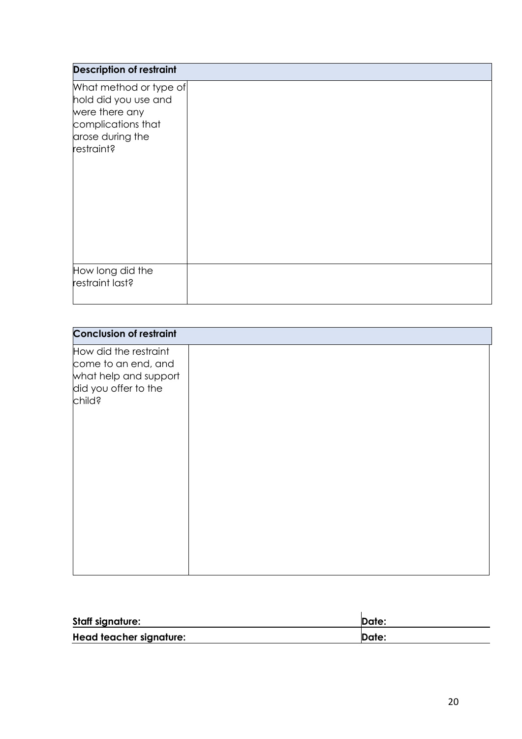| **Description of restraint** | |
|---|---|
| What method or type of hold did you use and were there any complications that arose during the restraint? | |
| How long did the restraint last? | |

| **Conclusion of restraint** | |
|---|---|
| How did the restraint come to an end, and what help and support did you offer to the child? | |

| **Staff signature:** | **Date:** |
|---|---|
| **Head teacher signature:** | **Date:** |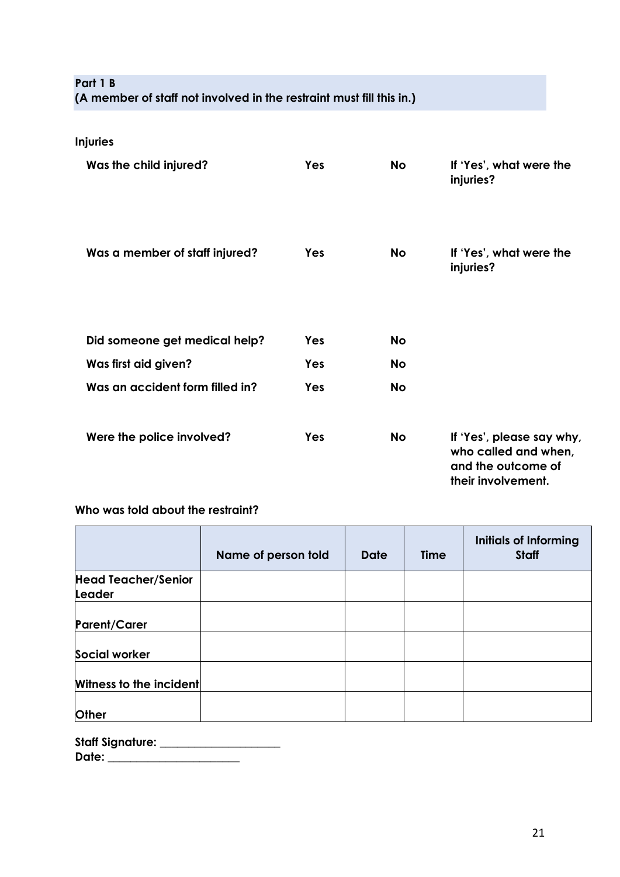**Part 1 B**
**(A member of staff not involved in the restraint must fill this in.)**

**Injuries**

| | | | |
|---|---|---|---|
| **Was the child injured?** | **Yes** | **No** | **If 'Yes', what were the injuries?** |
| **Was a member of staff injured?** | **Yes** | **No** | **If 'Yes', what were the injuries?** |
| **Did someone get medical help?** | **Yes** | **No** | |
| **Was first aid given?** | **Yes** | **No** | |
| **Was an accident form filled in?** | **Yes** | **No** | |
| **Were the police involved?** | **Yes** | **No** | **If 'Yes', please say why, who called and when, and the outcome of their involvement.** |

**Who was told about the restraint?**

| | Name of person told | Date | Time | Initials of Informing Staff |
|---|---|---|---|---|
| **Head Teacher/Senior Leader** | | | | |
| **Parent/Carer** | | | | |
| **Social worker** | | | | |
| **Witness to the incident** | | | | |
| **Other** | | | | |

**Staff Signature:** ____________________
**Date:** ______________________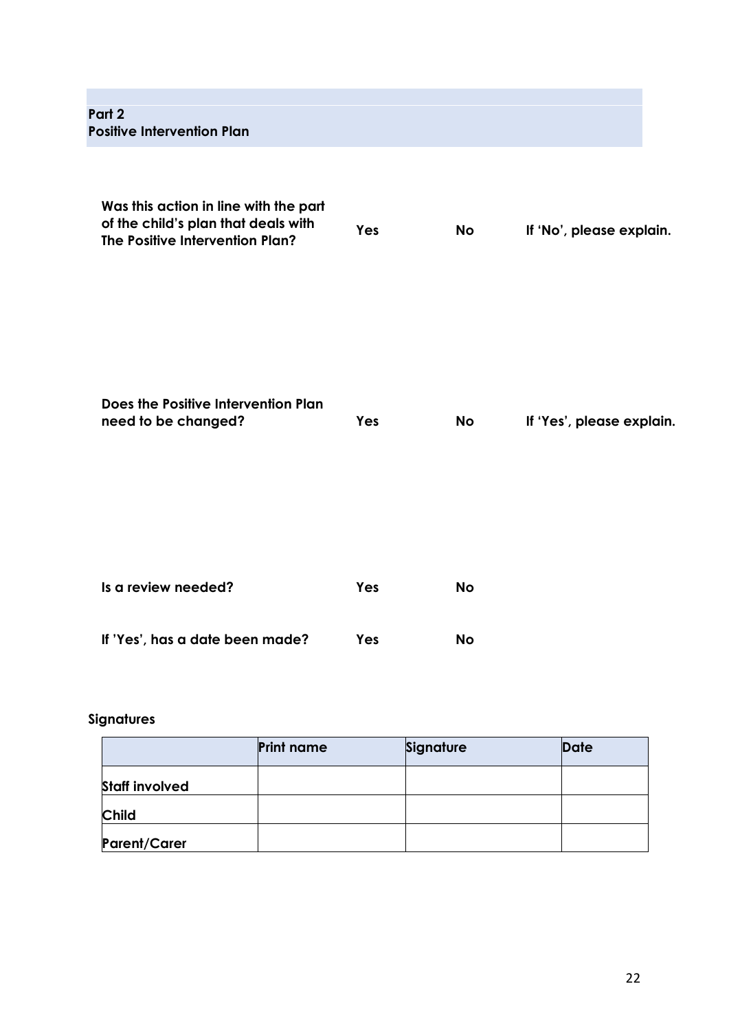## Part 2
## Positive Intervention Plan

**Was this action in line with the part of the child's plan that deals with The Positive Intervention Plan?** **Yes** **No** **If 'No', please explain.**

**Does the Positive Intervention Plan need to be changed?** **Yes** **No** **If 'Yes', please explain.**

**Is a review needed?** **Yes** **No**

**If 'Yes', has a date been made?** **Yes** **No**

**Signatures**

| | Print name | Signature | Date |
|---|---|---|---|
| **Staff involved** | | | |
| **Child** | | | |
| **Parent/Carer** | | | |